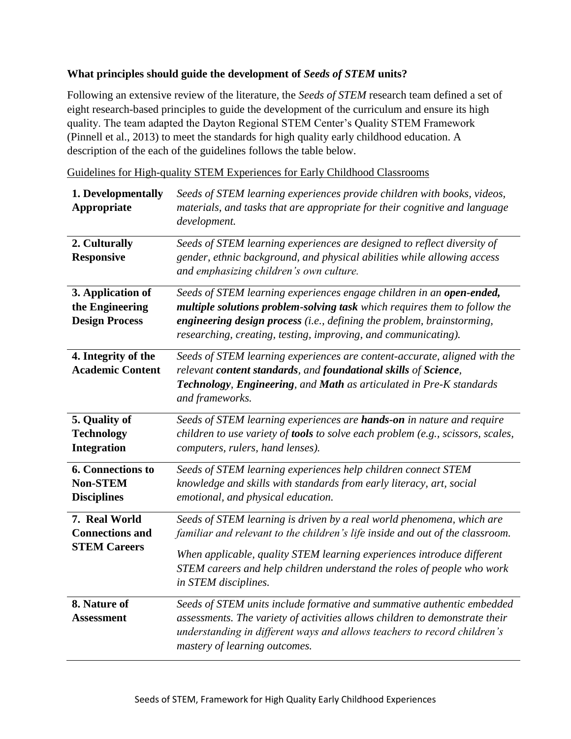**What principles should guide the development of *Seeds of STEM* units?**

Following an extensive review of the literature, the *Seeds of STEM* research team defined a set of eight research-based principles to guide the development of the curriculum and ensure its high quality. The team adapted the Dayton Regional STEM Center's Quality STEM Framework (Pinnell et al., 2013) to meet the standards for high quality early childhood education. A description of the each of the guidelines follows the table below.

<u>Guidelines for High-quality STEM Experiences for Early Childhood Classrooms</u>

| | |
|---|---|
| **1. Developmentally Appropriate** | *Seeds of STEM learning experiences provide children with books, videos, materials, and tasks that are appropriate for their cognitive and language development.* |
| **2. Culturally Responsive** | *Seeds of STEM learning experiences are designed to reflect diversity of gender, ethnic background, and physical abilities while allowing access and emphasizing children's own culture.* |
| **3. Application of the Engineering Design Process** | *Seeds of STEM learning experiences engage children in an **open-ended, multiple solutions problem-solving task** which requires them to follow the **engineering design process** (i.e., defining the problem, brainstorming, researching, creating, testing, improving, and communicating).* |
| **4. Integrity of the Academic Content** | *Seeds of STEM learning experiences are content-accurate, aligned with the relevant **content standards**, and **foundational skills** of **Science**, **Technology**, **Engineering**, and **Math** as articulated in Pre-K standards and frameworks.* |
| **5. Quality of Technology Integration** | *Seeds of STEM learning experiences are **hands-on** in nature and require children to use variety of **tools** to solve each problem (e.g., scissors, scales, computers, rulers, hand lenses).* |
| **6. Connections to Non-STEM Disciplines** | *Seeds of STEM learning experiences help children connect STEM knowledge and skills with standards from early literacy, art, social emotional, and physical education.* |
| **7. Real World Connections and STEM Careers** | *Seeds of STEM learning is driven by a real world phenomena, which are familiar and relevant to the children's life inside and out of the classroom.*<br><br>*When applicable, quality STEM learning experiences introduce different STEM careers and help children understand the roles of people who work in STEM disciplines.* |
| **8. Nature of Assessment** | *Seeds of STEM units include formative and summative authentic embedded assessments. The variety of activities allows children to demonstrate their understanding in different ways and allows teachers to record children's mastery of learning outcomes.* |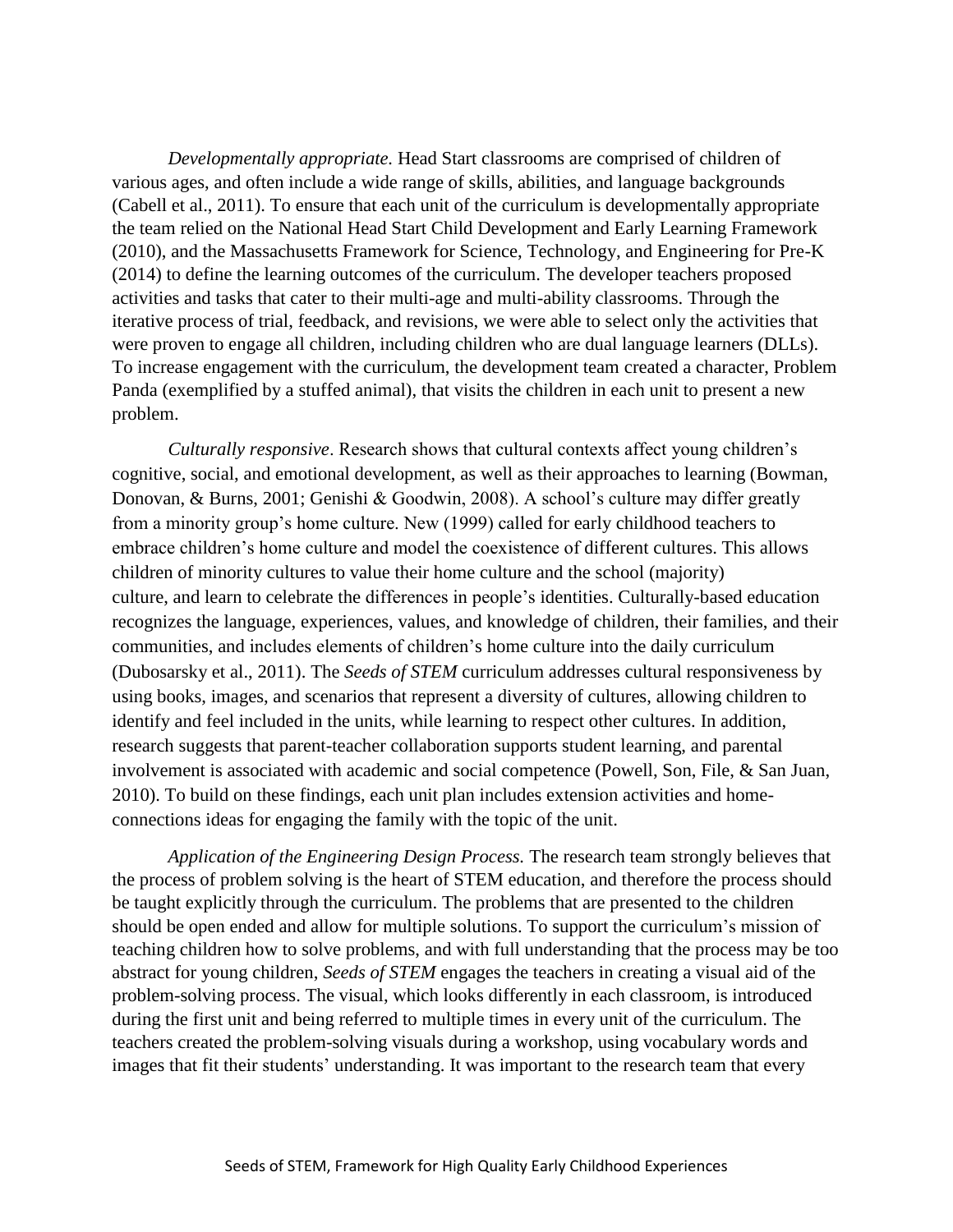*Developmentally appropriate.* Head Start classrooms are comprised of children of various ages, and often include a wide range of skills, abilities, and language backgrounds (Cabell et al., 2011). To ensure that each unit of the curriculum is developmentally appropriate the team relied on the National Head Start Child Development and Early Learning Framework (2010), and the Massachusetts Framework for Science, Technology, and Engineering for Pre-K (2014) to define the learning outcomes of the curriculum. The developer teachers proposed activities and tasks that cater to their multi-age and multi-ability classrooms. Through the iterative process of trial, feedback, and revisions, we were able to select only the activities that were proven to engage all children, including children who are dual language learners (DLLs). To increase engagement with the curriculum, the development team created a character, Problem Panda (exemplified by a stuffed animal), that visits the children in each unit to present a new problem.

*Culturally responsive*. Research shows that cultural contexts affect young children's cognitive, social, and emotional development, as well as their approaches to learning (Bowman, Donovan, & Burns, 2001; Genishi & Goodwin, 2008). A school's culture may differ greatly from a minority group's home culture. New (1999) called for early childhood teachers to embrace children's home culture and model the coexistence of different cultures. This allows children of minority cultures to value their home culture and the school (majority) culture, and learn to celebrate the differences in people's identities. Culturally-based education recognizes the language, experiences, values, and knowledge of children, their families, and their communities, and includes elements of children's home culture into the daily curriculum (Dubosarsky et al., 2011). The *Seeds of STEM* curriculum addresses cultural responsiveness by using books, images, and scenarios that represent a diversity of cultures, allowing children to identify and feel included in the units, while learning to respect other cultures. In addition, research suggests that parent-teacher collaboration supports student learning, and parental involvement is associated with academic and social competence (Powell, Son, File, & San Juan, 2010). To build on these findings, each unit plan includes extension activities and home-connections ideas for engaging the family with the topic of the unit.

*Application of the Engineering Design Process.* The research team strongly believes that the process of problem solving is the heart of STEM education, and therefore the process should be taught explicitly through the curriculum. The problems that are presented to the children should be open ended and allow for multiple solutions. To support the curriculum's mission of teaching children how to solve problems, and with full understanding that the process may be too abstract for young children, *Seeds of STEM* engages the teachers in creating a visual aid of the problem-solving process. The visual, which looks differently in each classroom, is introduced during the first unit and being referred to multiple times in every unit of the curriculum. The teachers created the problem-solving visuals during a workshop, using vocabulary words and images that fit their students' understanding. It was important to the research team that every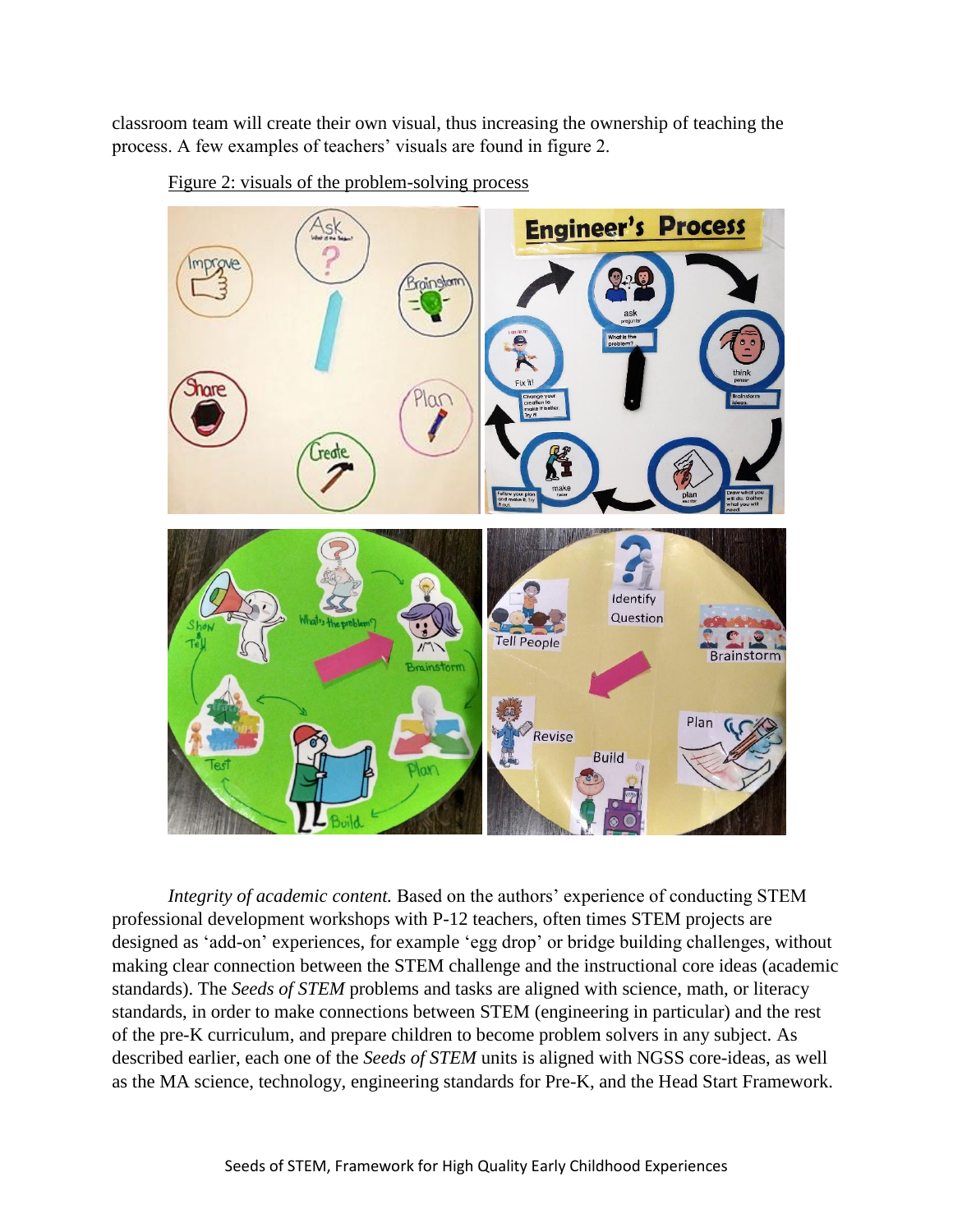classroom team will create their own visual, thus increasing the ownership of teaching the process. A few examples of teachers' visuals are found in figure 2.

Figure 2: visuals of the problem-solving process

*Integrity of academic content.* Based on the authors' experience of conducting STEM professional development workshops with P-12 teachers, often times STEM projects are designed as 'add-on' experiences, for example 'egg drop' or bridge building challenges, without making clear connection between the STEM challenge and the instructional core ideas (academic standards). The *Seeds of STEM* problems and tasks are aligned with science, math, or literacy standards, in order to make connections between STEM (engineering in particular) and the rest of the pre-K curriculum, and prepare children to become problem solvers in any subject. As described earlier, each one of the *Seeds of STEM* units is aligned with NGSS core-ideas, as well as the MA science, technology, engineering standards for Pre-K, and the Head Start Framework.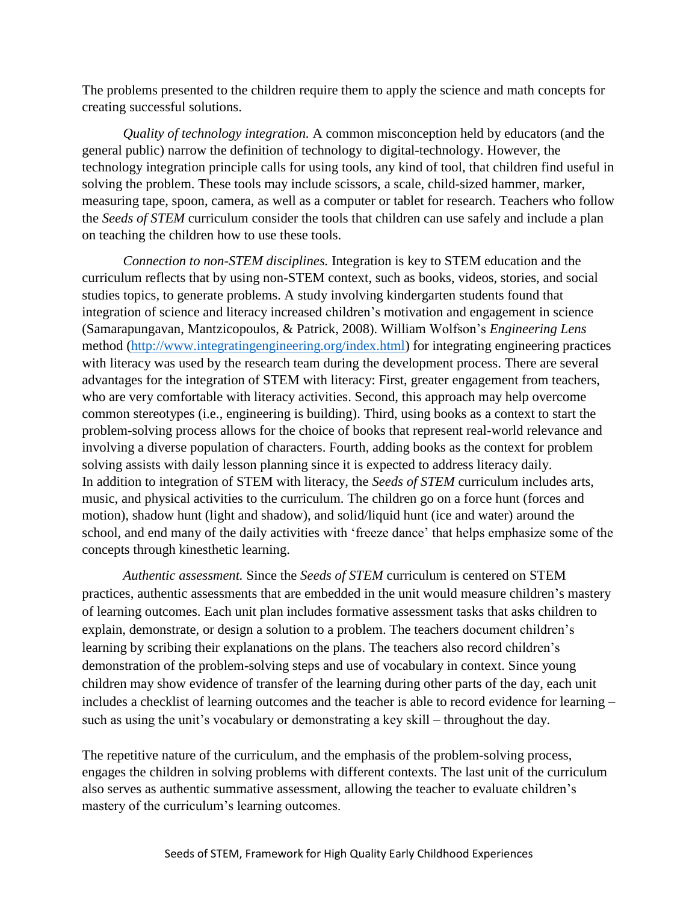The problems presented to the children require them to apply the science and math concepts for creating successful solutions.

*Quality of technology integration.* A common misconception held by educators (and the general public) narrow the definition of technology to digital-technology. However, the technology integration principle calls for using tools, any kind of tool, that children find useful in solving the problem. These tools may include scissors, a scale, child-sized hammer, marker, measuring tape, spoon, camera, as well as a computer or tablet for research. Teachers who follow the *Seeds of STEM* curriculum consider the tools that children can use safely and include a plan on teaching the children how to use these tools.

*Connection to non-STEM disciplines.* Integration is key to STEM education and the curriculum reflects that by using non-STEM context, such as books, videos, stories, and social studies topics, to generate problems. A study involving kindergarten students found that integration of science and literacy increased children's motivation and engagement in science (Samarapungavan, Mantzicopoulos, & Patrick, 2008). William Wolfson's *Engineering Lens* method (http://www.integratingengineering.org/index.html) for integrating engineering practices with literacy was used by the research team during the development process. There are several advantages for the integration of STEM with literacy: First, greater engagement from teachers, who are very comfortable with literacy activities. Second, this approach may help overcome common stereotypes (i.e., engineering is building). Third, using books as a context to start the problem-solving process allows for the choice of books that represent real-world relevance and involving a diverse population of characters. Fourth, adding books as the context for problem solving assists with daily lesson planning since it is expected to address literacy daily.
In addition to integration of STEM with literacy, the *Seeds of STEM* curriculum includes arts, music, and physical activities to the curriculum. The children go on a force hunt (forces and motion), shadow hunt (light and shadow), and solid/liquid hunt (ice and water) around the school, and end many of the daily activities with 'freeze dance' that helps emphasize some of the concepts through kinesthetic learning.

*Authentic assessment.* Since the *Seeds of STEM* curriculum is centered on STEM practices, authentic assessments that are embedded in the unit would measure children's mastery of learning outcomes. Each unit plan includes formative assessment tasks that asks children to explain, demonstrate, or design a solution to a problem. The teachers document children's learning by scribing their explanations on the plans. The teachers also record children's demonstration of the problem-solving steps and use of vocabulary in context. Since young children may show evidence of transfer of the learning during other parts of the day, each unit includes a checklist of learning outcomes and the teacher is able to record evidence for learning – such as using the unit's vocabulary or demonstrating a key skill – throughout the day.

The repetitive nature of the curriculum, and the emphasis of the problem-solving process, engages the children in solving problems with different contexts. The last unit of the curriculum also serves as authentic summative assessment, allowing the teacher to evaluate children's mastery of the curriculum's learning outcomes.